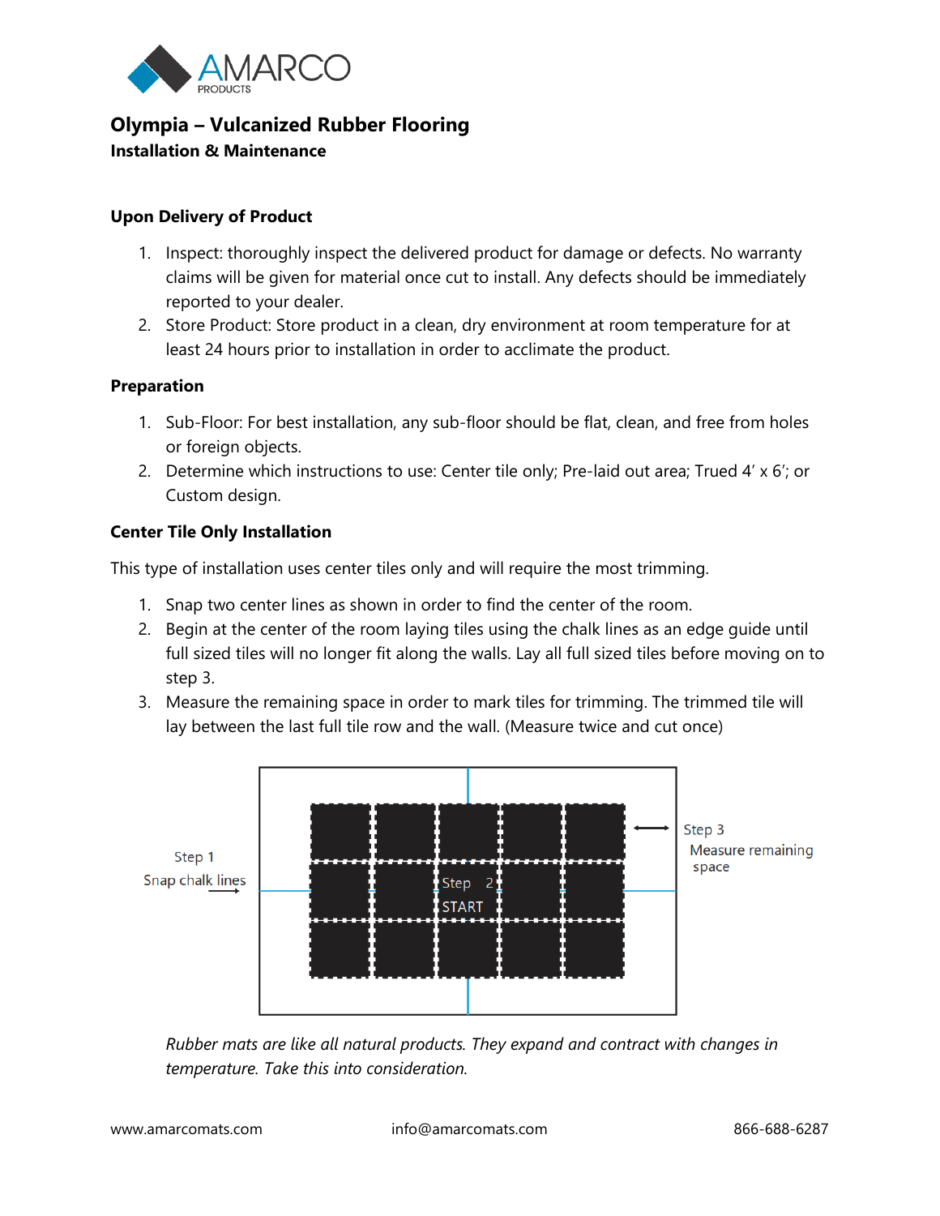# Olympia – Vulcanized Rubber Flooring

**Installation & Maintenance**

### Upon Delivery of Product

1. Inspect: thoroughly inspect the delivered product for damage or defects. No warranty claims will be given for material once cut to install. Any defects should be immediately reported to your dealer.
2. Store Product: Store product in a clean, dry environment at room temperature for at least 24 hours prior to installation in order to acclimate the product.

### Preparation

1. Sub-Floor: For best installation, any sub-floor should be flat, clean, and free from holes or foreign objects.
2. Determine which instructions to use: Center tile only; Pre-laid out area; Trued 4′ x 6′; or Custom design.

### Center Tile Only Installation

This type of installation uses center tiles only and will require the most trimming.

1. Snap two center lines as shown in order to find the center of the room.
2. Begin at the center of the room laying tiles using the chalk lines as an edge guide until full sized tiles will no longer fit along the walls. Lay all full sized tiles before moving on to step 3.
3. Measure the remaining space in order to mark tiles for trimming. The trimmed tile will lay between the last full tile row and the wall. (Measure twice and cut once)

Step 1
Snap chalk lines

Step 2
START

Step 3
Measure remaining space

*Rubber mats are like all natural products. They expand and contract with changes in temperature. Take this into consideration.*

www.amarcomats.com info@amarcomats.com 866-688-6287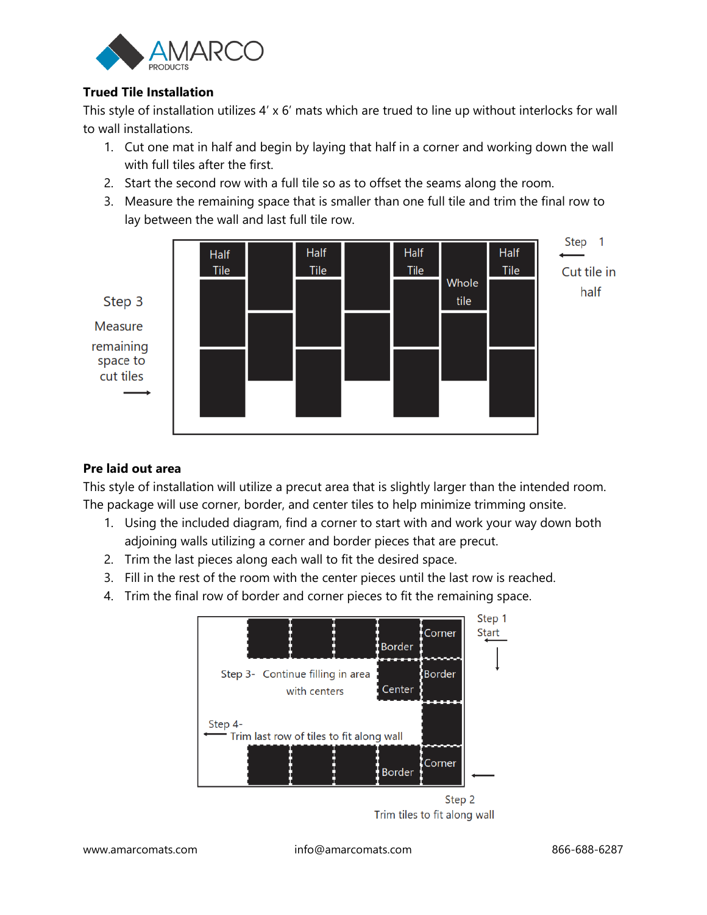**Trued Tile Installation**

This style of installation utilizes 4' x 6' mats which are trued to line up without interlocks for wall to wall installations.

1. Cut one mat in half and begin by laying that half in a corner and working down the wall with full tiles after the first.
2. Start the second row with a full tile so as to offset the seams along the room.
3. Measure the remaining space that is smaller than one full tile and trim the final row to lay between the wall and last full tile row.

Step 1 Cut tile in half

Step 3 Measure remaining space to cut tiles

Half Tile | Half Tile | Half Tile | Whole tile | Half Tile

**Pre laid out area**

This style of installation will utilize a precut area that is slightly larger than the intended room. The package will use corner, border, and center tiles to help minimize trimming onsite.

1. Using the included diagram, find a corner to start with and work your way down both adjoining walls utilizing a corner and border pieces that are precut.
2. Trim the last pieces along each wall to fit the desired space.
3. Fill in the rest of the room with the center pieces until the last row is reached.
4. Trim the final row of border and corner pieces to fit the remaining space.

Step 1 Start

Corner | Border | Border | Center | Corner | Border

Step 3- Continue filling in area with centers

Step 4- Trim last row of tiles to fit along wall

Step 2 Trim tiles to fit along wall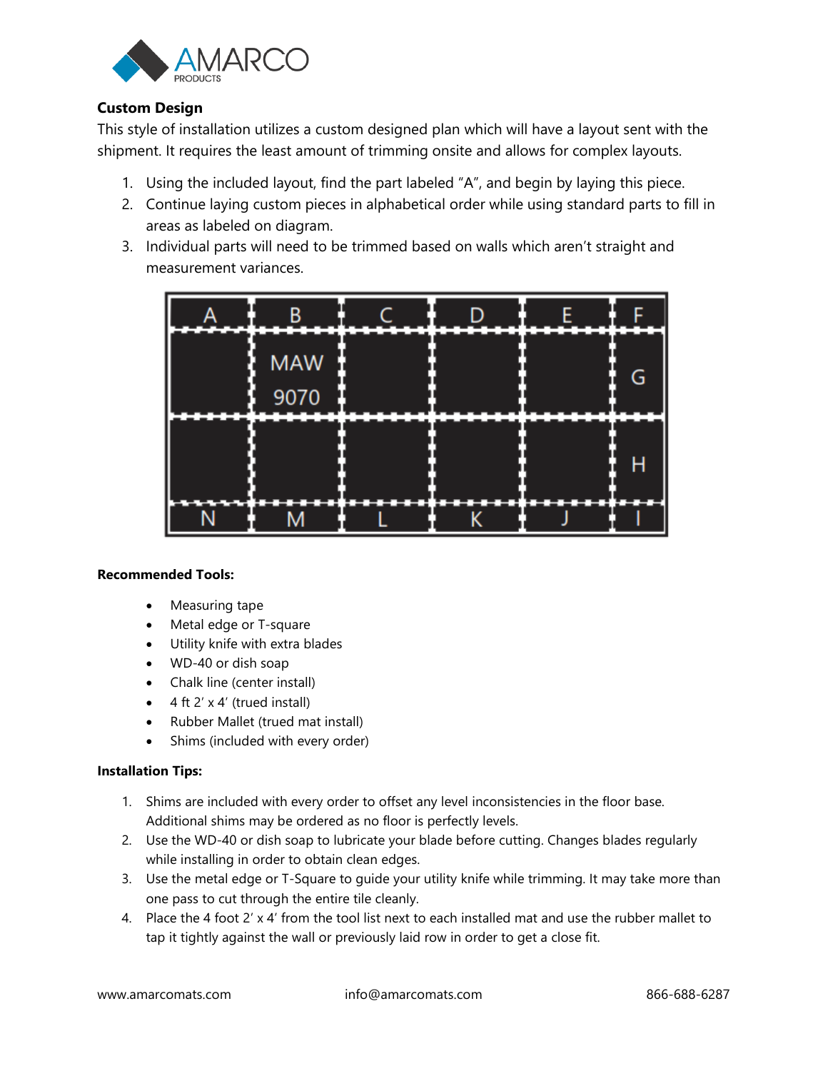## Custom Design

This style of installation utilizes a custom designed plan which will have a layout sent with the shipment. It requires the least amount of trimming onsite and allows for complex layouts.

1. Using the included layout, find the part labeled "A", and begin by laying this piece.
2. Continue laying custom pieces in alphabetical order while using standard parts to fill in areas as labeled on diagram.
3. Individual parts will need to be trimmed based on walls which aren't straight and measurement variances.

| A | B | C | D | E | F |
|---|---|---|---|---|---|
| | MAW 9070 | | | | G |
| | | | | | H |
| N | M | L | K | J | I |

**Recommended Tools:**

- Measuring tape
- Metal edge or T-square
- Utility knife with extra blades
- WD-40 or dish soap
- Chalk line (center install)
- 4 ft 2' x 4' (trued install)
- Rubber Mallet (trued mat install)
- Shims (included with every order)

**Installation Tips:**

1. Shims are included with every order to offset any level inconsistencies in the floor base. Additional shims may be ordered as no floor is perfectly levels.
2. Use the WD-40 or dish soap to lubricate your blade before cutting. Changes blades regularly while installing in order to obtain clean edges.
3. Use the metal edge or T-Square to guide your utility knife while trimming. It may take more than one pass to cut through the entire tile cleanly.
4. Place the 4 foot 2' x 4' from the tool list next to each installed mat and use the rubber mallet to tap it tightly against the wall or previously laid row in order to get a close fit.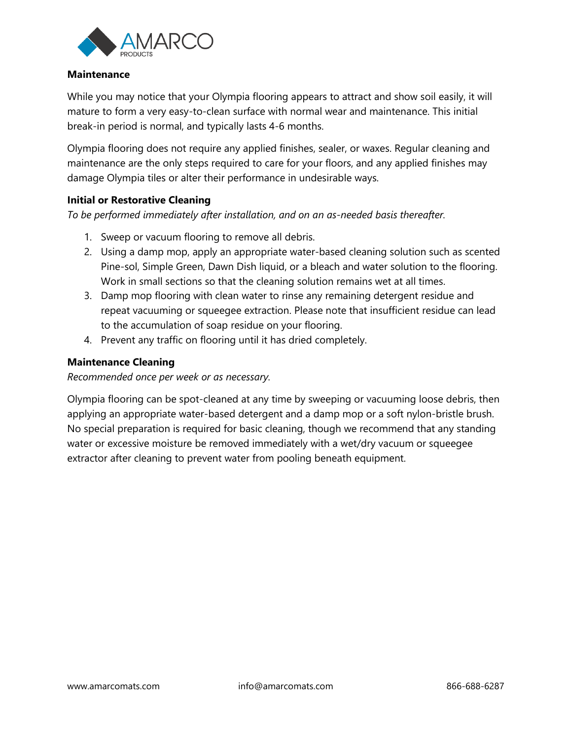## Maintenance

While you may notice that your Olympia flooring appears to attract and show soil easily, it will mature to form a very easy-to-clean surface with normal wear and maintenance. This initial break-in period is normal, and typically lasts 4-6 months.

Olympia flooring does not require any applied finishes, sealer, or waxes. Regular cleaning and maintenance are the only steps required to care for your floors, and any applied finishes may damage Olympia tiles or alter their performance in undesirable ways.

### Initial or Restorative Cleaning

*To be performed immediately after installation, and on an as-needed basis thereafter.*

1. Sweep or vacuum flooring to remove all debris.
2. Using a damp mop, apply an appropriate water-based cleaning solution such as scented Pine-sol, Simple Green, Dawn Dish liquid, or a bleach and water solution to the flooring. Work in small sections so that the cleaning solution remains wet at all times.
3. Damp mop flooring with clean water to rinse any remaining detergent residue and repeat vacuuming or squeegee extraction. Please note that insufficient residue can lead to the accumulation of soap residue on your flooring.
4. Prevent any traffic on flooring until it has dried completely.

### Maintenance Cleaning

*Recommended once per week or as necessary.*

Olympia flooring can be spot-cleaned at any time by sweeping or vacuuming loose debris, then applying an appropriate water-based detergent and a damp mop or a soft nylon-bristle brush. No special preparation is required for basic cleaning, though we recommend that any standing water or excessive moisture be removed immediately with a wet/dry vacuum or squeegee extractor after cleaning to prevent water from pooling beneath equipment.